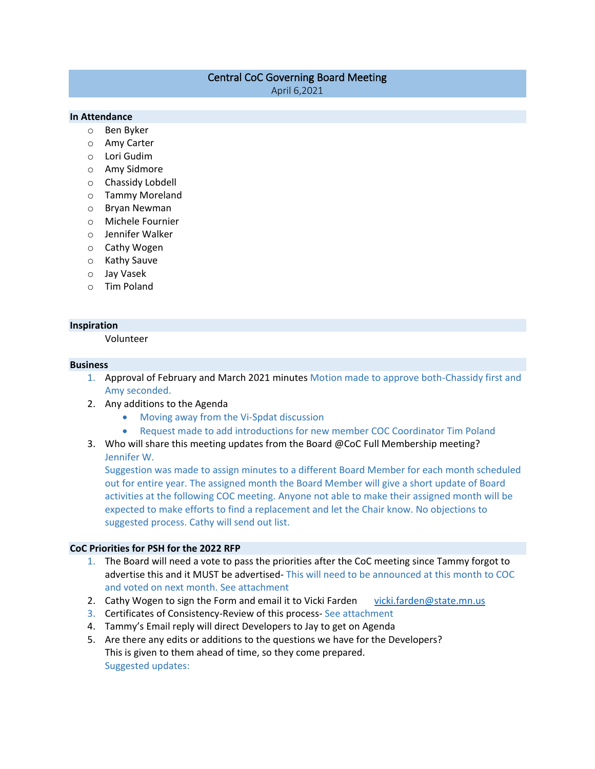# Central CoC Governing Board Meeting

April 6,2021

## In Attendance

- Ben Byker
- Amy Carter
- Lori Gudim
- Amy Sidmore
- Chassidy Lobdell
- Tammy Moreland
- Bryan Newman
- Michele Fournier
- Jennifer Walker
- Cathy Wogen
- Kathy Sauve
- Jay Vasek
- Tim Poland

## Inspiration

Volunteer

## Business

1. Approval of February and March 2021 minutes Motion made to approve both-Chassidy first and Amy seconded.
2. Any additions to the Agenda
   - Moving away from the Vi-Spdat discussion
   - Request made to add introductions for new member COC Coordinator Tim Poland
3. Who will share this meeting updates from the Board @CoC Full Membership meeting?
   Jennifer W.
   Suggestion was made to assign minutes to a different Board Member for each month scheduled out for entire year. The assigned month the Board Member will give a short update of Board activities at the following COC meeting. Anyone not able to make their assigned month will be expected to make efforts to find a replacement and let the Chair know. No objections to suggested process. Cathy will send out list.

## CoC Priorities for PSH for the 2022 RFP

1. The Board will need a vote to pass the priorities after the CoC meeting since Tammy forgot to advertise this and it MUST be advertised- This will need to be announced at this month to COC and voted on next month. See attachment
2. Cathy Wogen to sign the Form and email it to Vicki Farden vicki.farden@state.mn.us
3. Certificates of Consistency-Review of this process- See attachment
4. Tammy's Email reply will direct Developers to Jay to get on Agenda
5. Are there any edits or additions to the questions we have for the Developers?
   This is given to them ahead of time, so they come prepared.
   Suggested updates: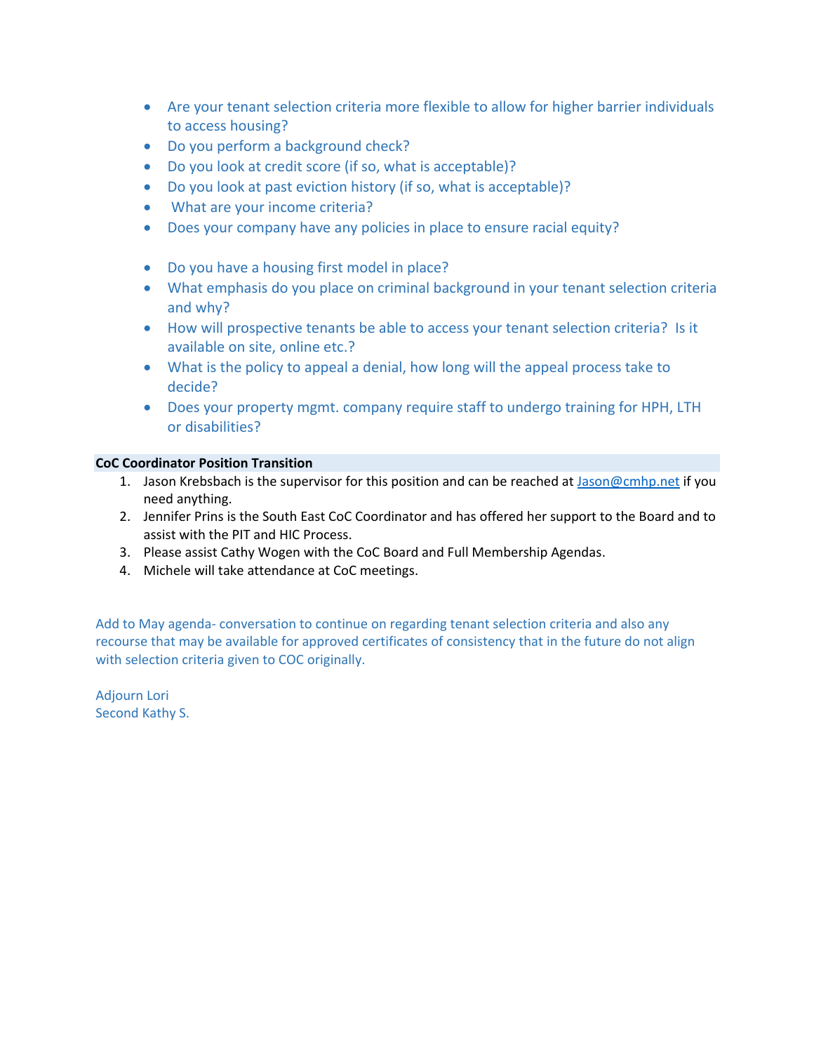- Are your tenant selection criteria more flexible to allow for higher barrier individuals to access housing?
- Do you perform a background check?
- Do you look at credit score (if so, what is acceptable)?
- Do you look at past eviction history (if so, what is acceptable)?
- What are your income criteria?
- Does your company have any policies in place to ensure racial equity?

- Do you have a housing first model in place?
- What emphasis do you place on criminal background in your tenant selection criteria and why?
- How will prospective tenants be able to access your tenant selection criteria? Is it available on site, online etc.?
- What is the policy to appeal a denial, how long will the appeal process take to decide?
- Does your property mgmt. company require staff to undergo training for HPH, LTH or disabilities?

**CoC Coordinator Position Transition**

1. Jason Krebsbach is the supervisor for this position and can be reached at Jason@cmhp.net if you need anything.
2. Jennifer Prins is the South East CoC Coordinator and has offered her support to the Board and to assist with the PIT and HIC Process.
3. Please assist Cathy Wogen with the CoC Board and Full Membership Agendas.
4. Michele will take attendance at CoC meetings.

Add to May agenda- conversation to continue on regarding tenant selection criteria and also any recourse that may be available for approved certificates of consistency that in the future do not align with selection criteria given to COC originally.

Adjourn Lori
Second Kathy S.